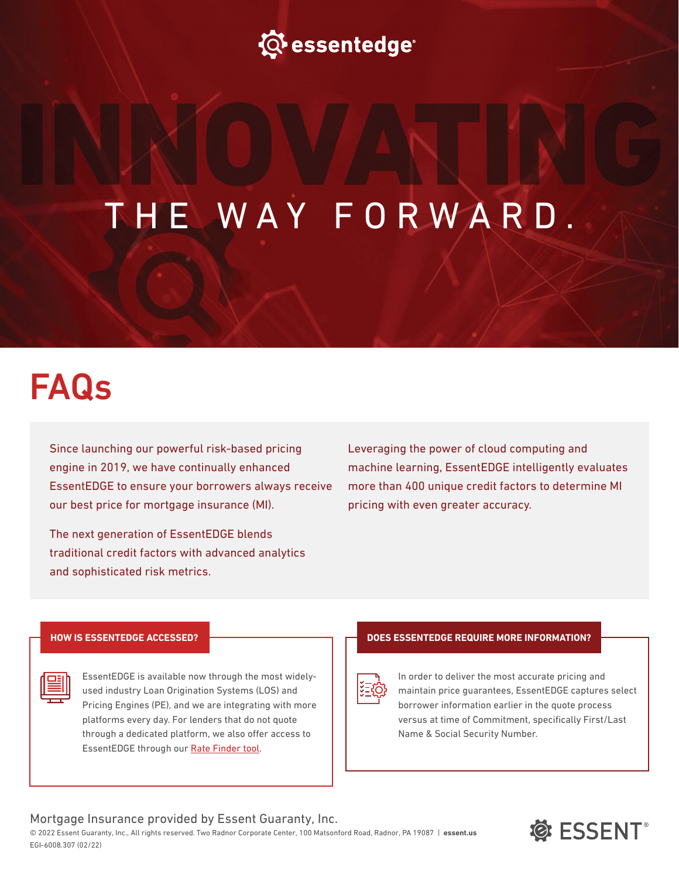essentedge®

# INNOVATING THE WAY FORWARD.

# FAQs

Since launching our powerful risk-based pricing engine in 2019, we have continually enhanced EssentEDGE to ensure your borrowers always receive our best price for mortgage insurance (MI).

The next generation of EssentEDGE blends traditional credit factors with advanced analytics and sophisticated risk metrics.

Leveraging the power of cloud computing and machine learning, EssentEDGE intelligently evaluates more than 400 unique credit factors to determine MI pricing with even greater accuracy.

### HOW IS ESSENTEDGE ACCESSED?

EssentEDGE is available now through the most widely-used industry Loan Origination Systems (LOS) and Pricing Engines (PE), and we are integrating with more platforms every day. For lenders that do not quote through a dedicated platform, we also offer access to EssentEDGE through our Rate Finder tool.

### DOES ESSENTEDGE REQUIRE MORE INFORMATION?

In order to deliver the most accurate pricing and maintain price guarantees, EssentEDGE captures select borrower information earlier in the quote process versus at time of Commitment, specifically First/Last Name & Social Security Number.

Mortgage Insurance provided by Essent Guaranty, Inc.

© 2022 Essent Guaranty, Inc., All rights reserved. Two Radnor Corporate Center, 100 Matsonford Road, Radnor, PA 19087 | **essent.us**

EGI-6008.307 (02/22)

ESSENT®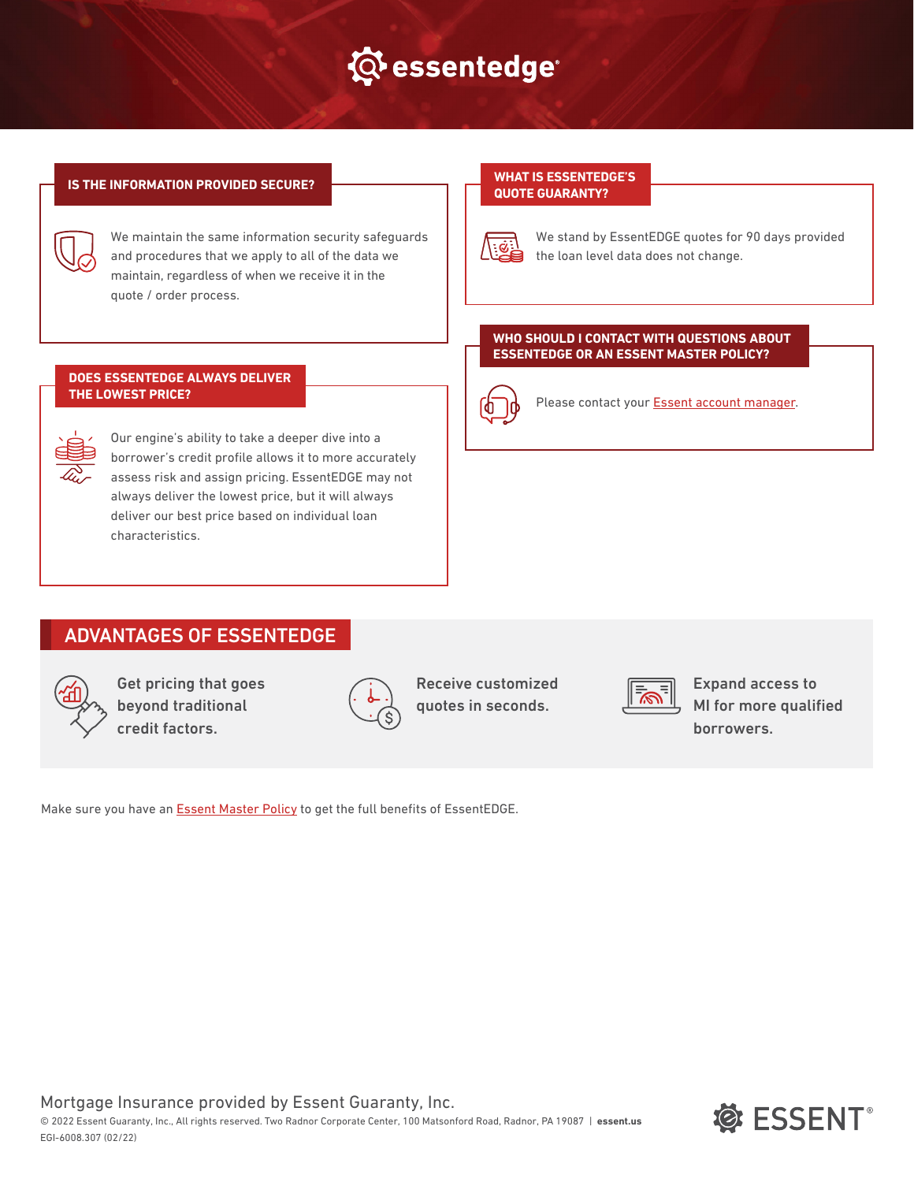essentedge

### IS THE INFORMATION PROVIDED SECURE?

We maintain the same information security safeguards and procedures that we apply to all of the data we maintain, regardless of when we receive it in the quote / order process.

### DOES ESSENTEDGE ALWAYS DELIVER THE LOWEST PRICE?

Our engine's ability to take a deeper dive into a borrower's credit profile allows it to more accurately assess risk and assign pricing. EssentEDGE may not always deliver the lowest price, but it will always deliver our best price based on individual loan characteristics.

### WHAT IS ESSENTEDGE'S QUOTE GUARANTY?

We stand by EssentEDGE quotes for 90 days provided the loan level data does not change.

### WHO SHOULD I CONTACT WITH QUESTIONS ABOUT ESSENTEDGE OR AN ESSENT MASTER POLICY?

Please contact your Essent account manager.

## ADVANTAGES OF ESSENTEDGE

- Get pricing that goes beyond traditional credit factors.
- Receive customized quotes in seconds.
- Expand access to MI for more qualified borrowers.

Make sure you have an Essent Master Policy to get the full benefits of EssentEDGE.

Mortgage Insurance provided by Essent Guaranty, Inc.

© 2022 Essent Guaranty, Inc., All rights reserved. Two Radnor Corporate Center, 100 Matsonford Road, Radnor, PA 19087 | **essent.us**

EGI-6008.307 (02/22)

ESSENT®